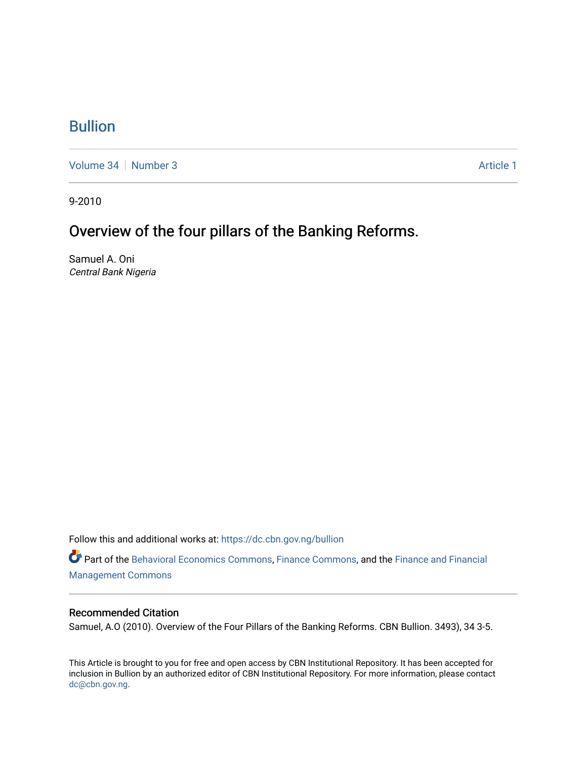# Bullion

Volume 34 | Number 3 Article 1

9-2010

## Overview of the four pillars of the Banking Reforms.

Samuel A. Oni
*Central Bank Nigeria*

Follow this and additional works at: https://dc.cbn.gov.ng/bullion

Part of the Behavioral Economics Commons, Finance Commons, and the Finance and Financial Management Commons

### Recommended Citation

Samuel, A.O (2010). Overview of the Four Pillars of the Banking Reforms. CBN Bullion. 3493), 34 3-5.

This Article is brought to you for free and open access by CBN Institutional Repository. It has been accepted for inclusion in Bullion by an authorized editor of CBN Institutional Repository. For more information, please contact dc@cbn.gov.ng.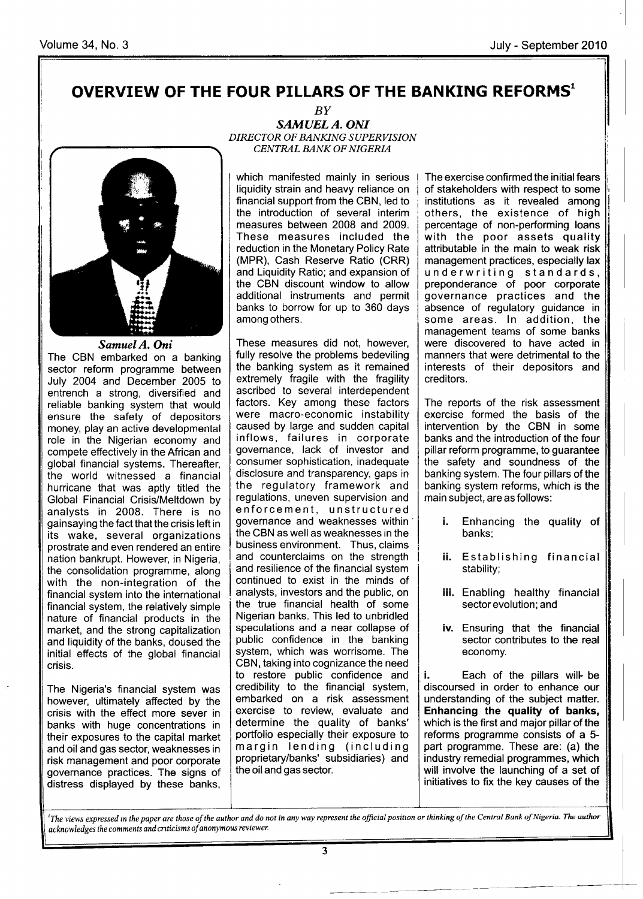# OVERVIEW OF THE FOUR PILLARS OF THE BANKING REFORMS[1]

*BY*

***SAMUEL A. ONI***

*DIRECTOR OF BANKING SUPERVISION*
*CENTRAL BANK OF NIGERIA*

***Samuel A. Oni***

The CBN embarked on a banking sector reform programme between July 2004 and December 2005 to entrench a strong, diversified and reliable banking system that would ensure the safety of depositors money, play an active developmental role in the Nigerian economy and compete effectively in the African and global financial systems. Thereafter, the world witnessed a financial hurricane that was aptly titled the Global Financial Crisis/Meltdown by analysts in 2008. There is no gainsaying the fact that the crisis left in its wake, several organizations prostrate and even rendered an entire nation bankrupt. However, in Nigeria, the consolidation programme, along with the non-integration of the financial system into the international financial system, the relatively simple nature of financial products in the market, and the strong capitalization and liquidity of the banks, doused the initial effects of the global financial crisis.

The Nigeria's financial system was however, ultimately affected by the crisis with the effect more sever in banks with huge concentrations in their exposures to the capital market and oil and gas sector, weaknesses in risk management and poor corporate governance practices. The signs of distress displayed by these banks, which manifested mainly in serious liquidity strain and heavy reliance on financial support from the CBN, led to the introduction of several interim measures between 2008 and 2009. These measures included the reduction in the Monetary Policy Rate (MPR), Cash Reserve Ratio (CRR) and Liquidity Ratio; and expansion of the CBN discount window to allow additional instruments and permit banks to borrow for up to 360 days among others.

These measures did not, however, fully resolve the problems bedeviling the banking system as it remained extremely fragile with the fragility ascribed to several interdependent factors. Key among these factors were macro-economic instability caused by large and sudden capital inflows, failures in corporate governance, lack of investor and consumer sophistication, inadequate disclosure and transparency, gaps in the regulatory framework and regulations, uneven supervision and enforcement, unstructured governance and weaknesses within the CBN as well as weaknesses in the business environment. Thus, claims and counterclaims on the strength and resilience of the financial system continued to exist in the minds of analysts, investors and the public, on the true financial health of some Nigerian banks. This led to unbridled speculations and a near collapse of public confidence in the banking system, which was worrisome. The CBN, taking into cognizance the need to restore public confidence and credibility to the financial system, embarked on a risk assessment exercise to review, evaluate and determine the quality of banks' portfolio especially their exposure to margin lending (including proprietary/banks' subsidiaries) and the oil and gas sector.

The exercise confirmed the initial fears of stakeholders with respect to some institutions as it revealed among others, the existence of high percentage of non-performing loans with the poor assets quality attributable in the main to weak risk management practices, especially lax underwriting standards, preponderance of poor corporate governance practices and the absence of regulatory guidance in some areas. In addition, the management teams of some banks were discovered to have acted in manners that were detrimental to the interests of their depositors and creditors.

The reports of the risk assessment exercise formed the basis of the intervention by the CBN in some banks and the introduction of the four pillar reform programme, to guarantee the safety and soundness of the banking system. The four pillars of the banking system reforms, which is the main subject, are as follows:

- **i.** Enhancing the quality of banks;
- **ii.** Establishing financial stability;
- **iii.** Enabling healthy financial sector evolution; and
- **iv.** Ensuring that the financial sector contributes to the real economy.

**i.** Each of the pillars will be discoursed in order to enhance our understanding of the subject matter. **Enhancing the quality of banks,** which is the first and major pillar of the reforms programme consists of a 5-part programme. These are: (a) the industry remedial programmes, which will involve the launching of a set of initiatives to fix the key causes of the

[1] *The views expressed in the paper are those of the author and do not in any way represent the official position or thinking of the Central Bank of Nigeria. The author acknowledges the comments and criticisms of anonymous reviewer.*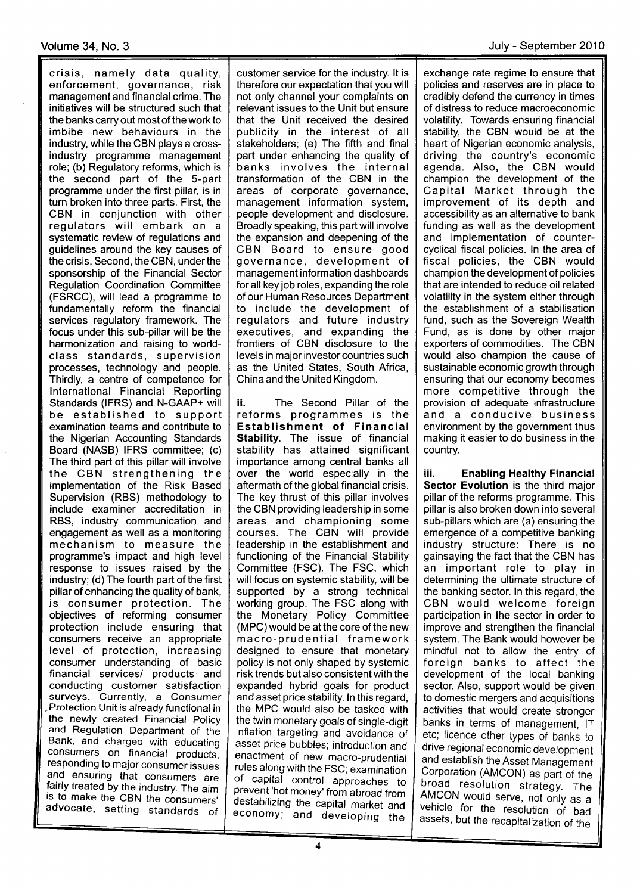crisis, namely data quality, enforcement, governance, risk management and financial crime. The initiatives will be structured such that the banks carry out most of the work to imbibe new behaviours in the industry, while the CBN plays a cross-industry programme management role; (b) Regulatory reforms, which is the second part of the 5-part programme under the first pillar, is in turn broken into three parts. First, the CBN in conjunction with other regulators will embark on a systematic review of regulations and guidelines around the key causes of the crisis. Second, the CBN, under the sponsorship of the Financial Sector Regulation Coordination Committee (FSRCC), will lead a programme to fundamentally reform the financial services regulatory framework. The focus under this sub-pillar will be the harmonization and raising to world-class standards, supervision processes, technology and people. Thirdly, a centre of competence for International Financial Reporting Standards (IFRS) and N-GAAP+ will be established to support examination teams and contribute to the Nigerian Accounting Standards Board (NASB) IFRS committee; (c) The third part of this pillar will involve the CBN strengthening the implementation of the Risk Based Supervision (RBS) methodology to include examiner accreditation in RBS, industry communication and engagement as well as a monitoring mechanism to measure the programme's impact and high level response to issues raised by the industry; (d) The fourth part of the first pillar of enhancing the quality of bank, is consumer protection. The objectives of reforming consumer protection include ensuring that consumers receive an appropriate level of protection, increasing consumer understanding of basic financial services/ products and conducting customer satisfaction surveys. Currently, a Consumer Protection Unit is already functional in the newly created Financial Policy and Regulation Department of the Bank, and charged with educating consumers on financial products, responding to major consumer issues and ensuring that consumers are fairly treated by the industry. The aim is to make the CBN the consumers' advocate, setting standards of customer service for the industry. It is therefore our expectation that you will not only channel your complaints on relevant issues to the Unit but ensure that the Unit received the desired publicity in the interest of all stakeholders; (e) The fifth and final part under enhancing the quality of banks involves the internal transformation of the CBN in the areas of corporate governance, management information system, people development and disclosure. Broadly speaking, this part will involve the expansion and deepening of the CBN Board to ensure good governance, development of management information dashboards for all key job roles, expanding the role of our Human Resources Department to include the development of regulators and future industry executives, and expanding the frontiers of CBN disclosure to the levels in major investor countries such as the United States, South Africa, China and the United Kingdom.

ii. The Second Pillar of the reforms programmes is the **Establishment of Financial Stability.** The issue of financial stability has attained significant importance among central banks all over the world especially in the aftermath of the global financial crisis. The key thrust of this pillar involves the CBN providing leadership in some areas and championing some courses. The CBN will provide leadership in the establishment and functioning of the Financial Stability Committee (FSC). The FSC, which will focus on systemic stability, will be supported by a strong technical working group. The FSC along with the Monetary Policy Committee (MPC) would be at the core of the new macro-prudential framework designed to ensure that monetary policy is not only shaped by systemic risk trends but also consistent with the expanded hybrid goals for product and asset price stability. In this regard, the MPC would also be tasked with the twin monetary goals of single-digit inflation targeting and avoidance of asset price bubbles; introduction and enactment of new macro-prudential rules along with the FSC; examination of capital control approaches to prevent 'hot money' from abroad from destabilizing the capital market and economy; and developing the exchange rate regime to ensure that policies and reserves are in place to credibly defend the currency in times of distress to reduce macroeconomic volatility. Towards ensuring financial stability, the CBN would be at the heart of Nigerian economic analysis, driving the country's economic agenda. Also, the CBN would champion the development of the Capital Market through the improvement of its depth and accessibility as an alternative to bank funding as well as the development and implementation of counter-cyclical fiscal policies. In the area of fiscal policies, the CBN would champion the development of policies that are intended to reduce oil related volatility in the system either through the establishment of a stabilisation fund, such as the Sovereign Wealth Fund, as is done by other major exporters of commodities. The CBN would also champion the cause of sustainable economic growth through ensuring that our economy becomes more competitive through the provision of adequate infrastructure and a conducive business environment by the government thus making it easier to do business in the country.

iii. **Enabling Healthy Financial Sector Evolution** is the third major pillar of the reforms programme. This pillar is also broken down into several sub-pillars which are (a) ensuring the emergence of a competitive banking industry structure: There is no gainsaying the fact that the CBN has an important role to play in determining the ultimate structure of the banking sector. In this regard, the CBN would welcome foreign participation in the sector in order to improve and strengthen the financial system. The Bank would however be mindful not to allow the entry of foreign banks to affect the development of the local banking sector. Also, support would be given to domestic mergers and acquisitions activities that would create stronger banks in terms of management, IT etc; licence other types of banks to drive regional economic development and establish the Asset Management Corporation (AMCON) as part of the broad resolution strategy. The AMCON would serve, not only as a vehicle for the resolution of bad assets, but the recapitalization of the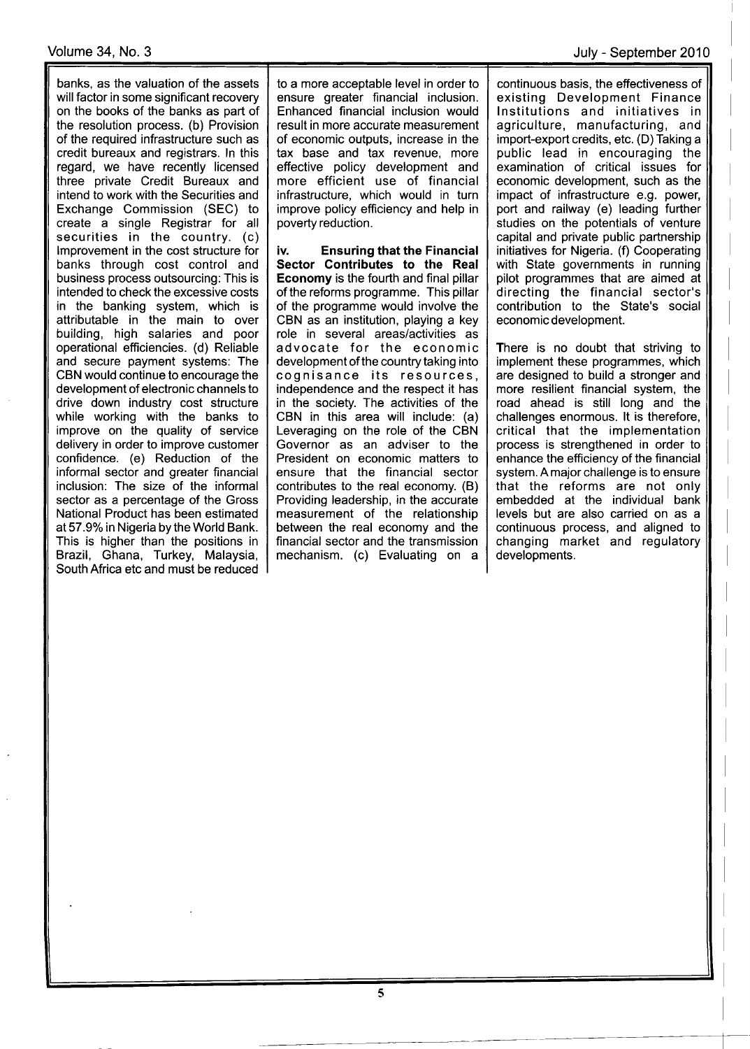banks, as the valuation of the assets will factor in some significant recovery on the books of the banks as part of the resolution process. (b) Provision of the required infrastructure such as credit bureaux and registrars. In this regard, we have recently licensed three private Credit Bureaux and intend to work with the Securities and Exchange Commission (SEC) to create a single Registrar for all securities in the country. (c) Improvement in the cost structure for banks through cost control and business process outsourcing: This is intended to check the excessive costs in the banking system, which is attributable in the main to over building, high salaries and poor operational efficiencies. (d) Reliable and secure payment systems: The CBN would continue to encourage the development of electronic channels to drive down industry cost structure while working with the banks to improve on the quality of service delivery in order to improve customer confidence. (e) Reduction of the informal sector and greater financial inclusion: The size of the informal sector as a percentage of the Gross National Product has been estimated at 57.9% in Nigeria by the World Bank. This is higher than the positions in Brazil, Ghana, Turkey, Malaysia, South Africa etc and must be reduced to a more acceptable level in order to ensure greater financial inclusion. Enhanced financial inclusion would result in more accurate measurement of economic outputs, increase in the tax base and tax revenue, more effective policy development and more efficient use of financial infrastructure, which would in turn improve policy efficiency and help in poverty reduction.

**iv. Ensuring that the Financial Sector Contributes to the Real Economy** is the fourth and final pillar of the reforms programme. This pillar of the programme would involve the CBN as an institution, playing a key role in several areas/activities as advocate for the economic development of the country taking into cognisance its resources, independence and the respect it has in the society. The activities of the CBN in this area will include: (a) Leveraging on the role of the CBN Governor as an adviser to the President on economic matters to ensure that the financial sector contributes to the real economy. (B) Providing leadership, in the accurate measurement of the relationship between the real economy and the financial sector and the transmission mechanism. (c) Evaluating on a continuous basis, the effectiveness of existing Development Finance Institutions and initiatives in agriculture, manufacturing, and import-export credits, etc. (D) Taking a public lead in encouraging the examination of critical issues for economic development, such as the impact of infrastructure e.g. power, port and railway (e) leading further studies on the potentials of venture capital and private public partnership initiatives for Nigeria. (f) Cooperating with State governments in running pilot programmes that are aimed at directing the financial sector's contribution to the State's social economic development.

There is no doubt that striving to implement these programmes, which are designed to build a stronger and more resilient financial system, the road ahead is still long and the challenges enormous. It is therefore, critical that the implementation process is strengthened in order to enhance the efficiency of the financial system. A major challenge is to ensure that the reforms are not only embedded at the individual bank levels but are also carried on as a continuous process, and aligned to changing market and regulatory developments.